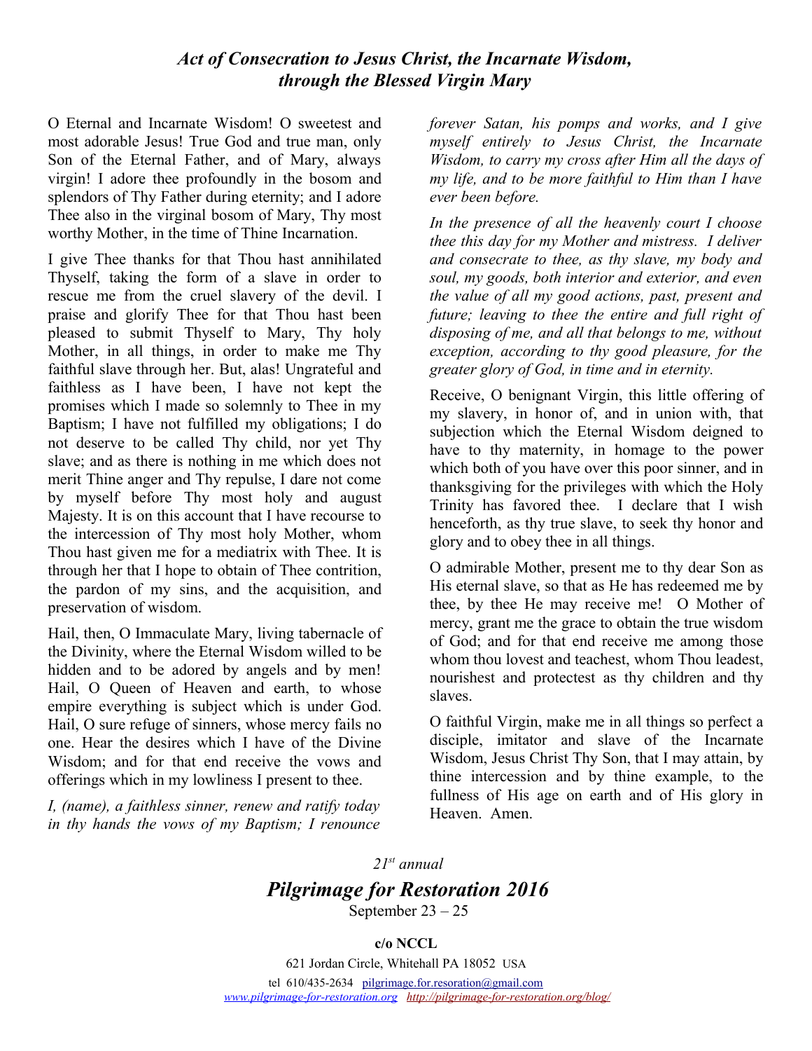# *Act of Consecration to Jesus Christ, the Incarnate Wisdom, through the Blessed Virgin Mary*

O Eternal and Incarnate Wisdom! O sweetest and most adorable Jesus! True God and true man, only Son of the Eternal Father, and of Mary, always virgin! I adore thee profoundly in the bosom and splendors of Thy Father during eternity; and I adore Thee also in the virginal bosom of Mary, Thy most worthy Mother, in the time of Thine Incarnation.

I give Thee thanks for that Thou hast annihilated Thyself, taking the form of a slave in order to rescue me from the cruel slavery of the devil. I praise and glorify Thee for that Thou hast been pleased to submit Thyself to Mary, Thy holy Mother, in all things, in order to make me Thy faithful slave through her. But, alas! Ungrateful and faithless as I have been, I have not kept the promises which I made so solemnly to Thee in my Baptism; I have not fulfilled my obligations; I do not deserve to be called Thy child, nor yet Thy slave; and as there is nothing in me which does not merit Thine anger and Thy repulse, I dare not come by myself before Thy most holy and august Majesty. It is on this account that I have recourse to the intercession of Thy most holy Mother, whom Thou hast given me for a mediatrix with Thee. It is through her that I hope to obtain of Thee contrition, the pardon of my sins, and the acquisition, and preservation of wisdom.

Hail, then, O Immaculate Mary, living tabernacle of the Divinity, where the Eternal Wisdom willed to be hidden and to be adored by angels and by men! Hail, O Queen of Heaven and earth, to whose empire everything is subject which is under God. Hail, O sure refuge of sinners, whose mercy fails no one. Hear the desires which I have of the Divine Wisdom; and for that end receive the vows and offerings which in my lowliness I present to thee.

*I, (name), a faithless sinner, renew and ratify today in thy hands the vows of my Baptism; I renounce forever Satan, his pomps and works, and I give myself entirely to Jesus Christ, the Incarnate Wisdom, to carry my cross after Him all the days of my life, and to be more faithful to Him than I have ever been before.*

*In the presence of all the heavenly court I choose thee this day for my Mother and mistress. I deliver and consecrate to thee, as thy slave, my body and soul, my goods, both interior and exterior, and even the value of all my good actions, past, present and future; leaving to thee the entire and full right of disposing of me, and all that belongs to me, without exception, according to thy good pleasure, for the greater glory of God, in time and in eternity.*

Receive, O benignant Virgin, this little offering of my slavery, in honor of, and in union with, that subjection which the Eternal Wisdom deigned to have to thy maternity, in homage to the power which both of you have over this poor sinner, and in thanksgiving for the privileges with which the Holy Trinity has favored thee. I declare that I wish henceforth, as thy true slave, to seek thy honor and glory and to obey thee in all things.

O admirable Mother, present me to thy dear Son as His eternal slave, so that as He has redeemed me by thee, by thee He may receive me! O Mother of mercy, grant me the grace to obtain the true wisdom of God; and for that end receive me among those whom thou lovest and teachest, whom Thou leadest, nourishest and protectest as thy children and thy slaves.

O faithful Virgin, make me in all things so perfect a disciple, imitator and slave of the Incarnate Wisdom, Jesus Christ Thy Son, that I may attain, by thine intercession and by thine example, to the fullness of His age on earth and of His glory in Heaven. Amen.

*21st annual*

## *Pilgrimage for Restoration 2016*

September 23 – 25

**c/o NCCL**

621 Jordan Circle, Whitehall PA 18052 USA

tel 610/435-2634 pilgrimage.for.resoration@gmail.com

*www.pilgrimage-for-restoration.org* *http://pilgrimage-for-restoration.org/blog/*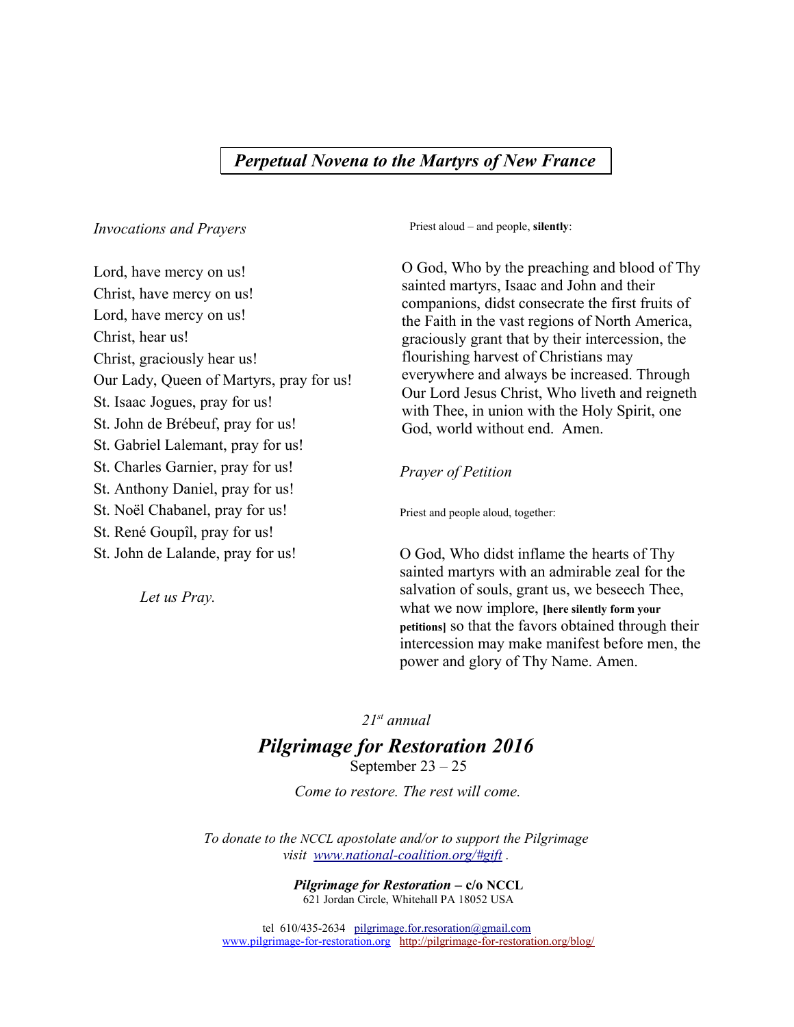## *Perpetual Novena to the Martyrs of New France*

*Invocations and Prayers*

Lord, have mercy on us!
Christ, have mercy on us!
Lord, have mercy on us!
Christ, hear us!
Christ, graciously hear us!
Our Lady, Queen of Martyrs, pray for us!
St. Isaac Jogues, pray for us!
St. John de Brébeuf, pray for us!
St. Gabriel Lalemant, pray for us!
St. Charles Garnier, pray for us!
St. Anthony Daniel, pray for us!
St. Noël Chabanel, pray for us!
St. René Goupîl, pray for us!
St. John de Lalande, pray for us!

*Let us Pray.*

Priest aloud – and people, **silently**:

O God, Who by the preaching and blood of Thy sainted martyrs, Isaac and John and their companions, didst consecrate the first fruits of the Faith in the vast regions of North America, graciously grant that by their intercession, the flourishing harvest of Christians may everywhere and always be increased. Through Our Lord Jesus Christ, Who liveth and reigneth with Thee, in union with the Holy Spirit, one God, world without end. Amen.

*Prayer of Petition*

Priest and people aloud, together:

O God, Who didst inflame the hearts of Thy sainted martyrs with an admirable zeal for the salvation of souls, grant us, we beseech Thee, what we now implore, **[here silently form your petitions]** so that the favors obtained through their intercession may make manifest before men, the power and glory of Thy Name. Amen.

*21st annual*

## *Pilgrimage for Restoration 2016*

September 23 – 25

*Come to restore. The rest will come.*

*To donate to the NCCL apostolate and/or to support the Pilgrimage visit [www.national-coalition.org/#gift](www.national-coalition.org/#gift) .*

***Pilgrimage for Restoration* – c/o NCCL**
621 Jordan Circle, Whitehall PA 18052 USA

tel 610/435-2634 pilgrimage.for.resoration@gmail.com
www.pilgrimage-for-restoration.org http://pilgrimage-for-restoration.org/blog/